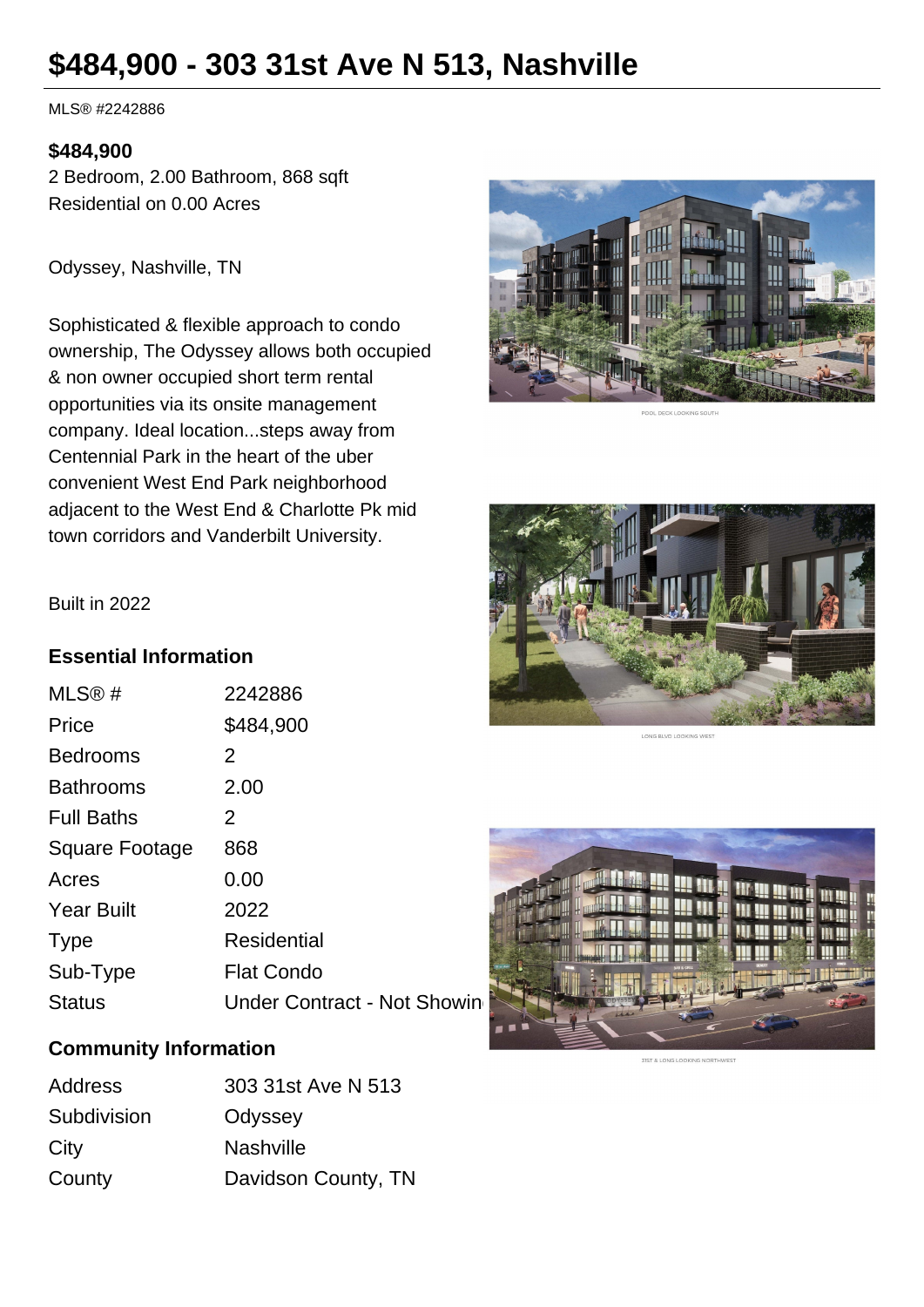# $484,900 - 303 31st Ave N 513, Nashville

MLS® #2242886

**$484,900**

2 Bedroom, 2.00 Bathroom, 868 sqft
Residential on 0.00 Acres

Odyssey, Nashville, TN

Sophisticated & flexible approach to condo ownership, The Odyssey allows both occupied & non owner occupied short term rental opportunities via its onsite management company. Ideal location...steps away from Centennial Park in the heart of the uber convenient West End Park neighborhood adjacent to the West End & Charlotte Pk mid town corridors and Vanderbilt University.

Built in 2022

POOL DECK LOOKING SOUTH

LONG BLVD LOOKING WEST

31ST & LONG LOOKING NORTHWEST

## Essential Information

| | |
|---|---|
| MLS® # | 2242886 |
| Price | $484,900 |
| Bedrooms | 2 |
| Bathrooms | 2.00 |
| Full Baths | 2 |
| Square Footage | 868 |
| Acres | 0.00 |
| Year Built | 2022 |
| Type | Residential |
| Sub-Type | Flat Condo |
| Status | Under Contract - Not Showin |

## Community Information

| | |
|---|---|
| Address | 303 31st Ave N 513 |
| Subdivision | Odyssey |
| City | Nashville |
| County | Davidson County, TN |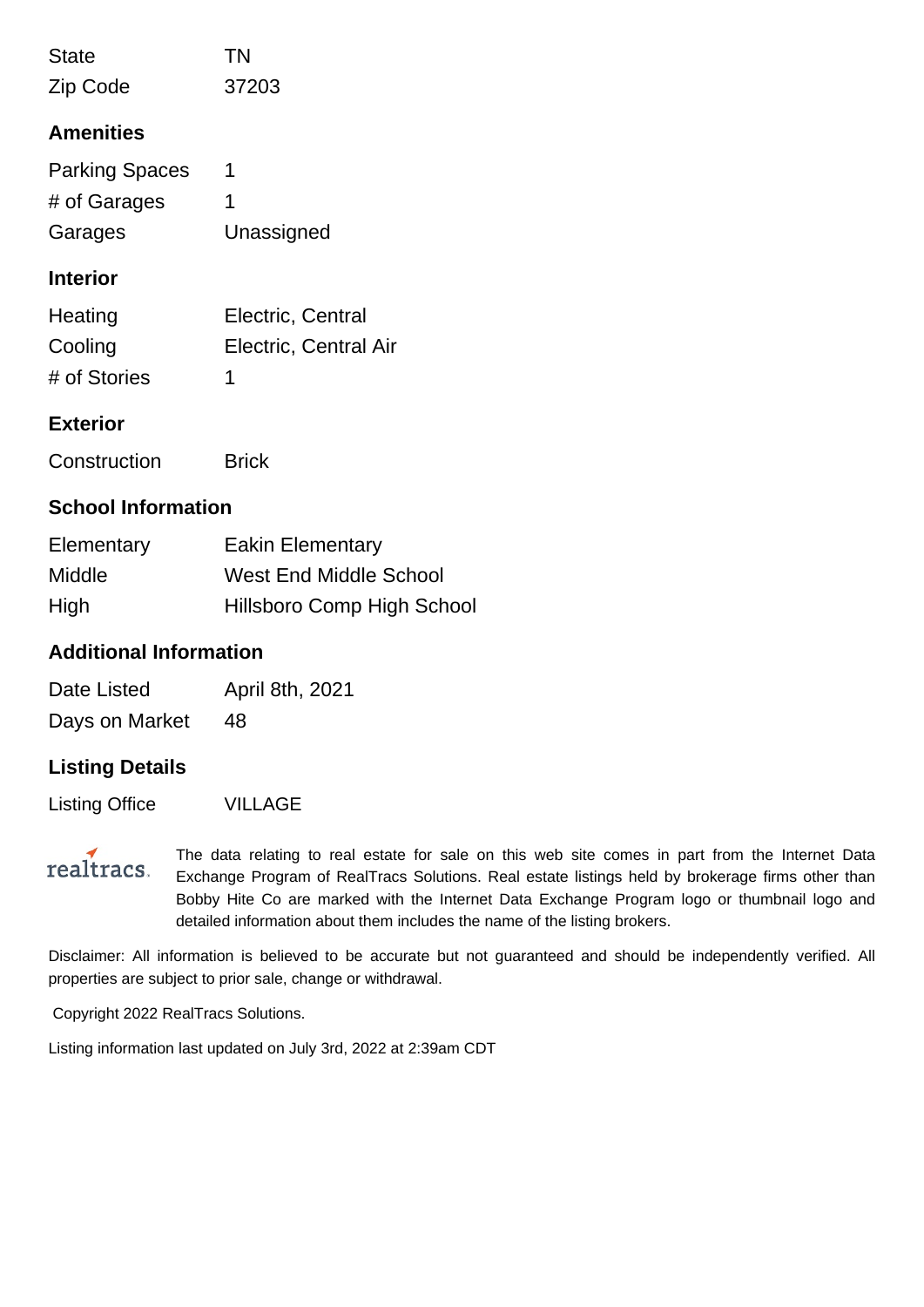| | |
|---|---|
| State | TN |
| Zip Code | 37203 |

## Amenities

| | |
|---|---|
| Parking Spaces | 1 |
| # of Garages | 1 |
| Garages | Unassigned |

## Interior

| | |
|---|---|
| Heating | Electric, Central |
| Cooling | Electric, Central Air |
| # of Stories | 1 |

## Exterior

| | |
|---|---|
| Construction | Brick |

## School Information

| | |
|---|---|
| Elementary | Eakin Elementary |
| Middle | West End Middle School |
| High | Hillsboro Comp High School |

## Additional Information

| | |
|---|---|
| Date Listed | April 8th, 2021 |
| Days on Market | 48 |

## Listing Details

| | |
|---|---|
| Listing Office | VILLAGE |

realtracs.

The data relating to real estate for sale on this web site comes in part from the Internet Data Exchange Program of RealTracs Solutions. Real estate listings held by brokerage firms other than Bobby Hite Co are marked with the Internet Data Exchange Program logo or thumbnail logo and detailed information about them includes the name of the listing brokers.

Disclaimer: All information is believed to be accurate but not guaranteed and should be independently verified. All properties are subject to prior sale, change or withdrawal.

Copyright 2022 RealTracs Solutions.

Listing information last updated on July 3rd, 2022 at 2:39am CDT